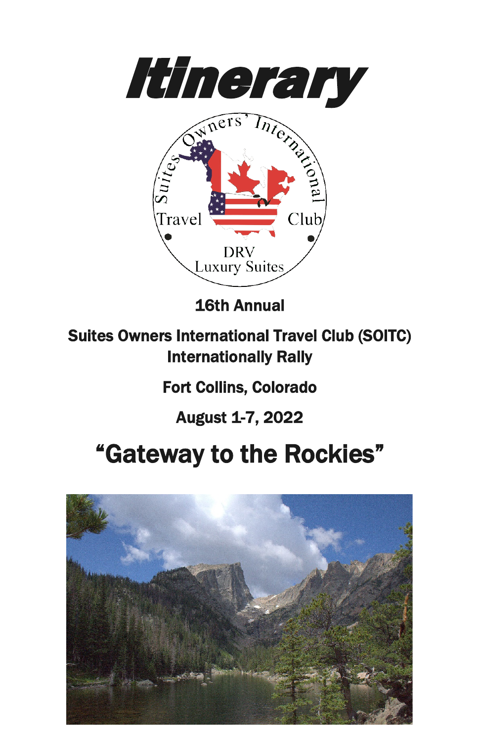# Itinerary

16th Annual

Suites Owners International Travel Club (SOITC) Internationally Rally

Fort Collins, Colorado

August 1-7, 2022

## "Gateway to the Rockies"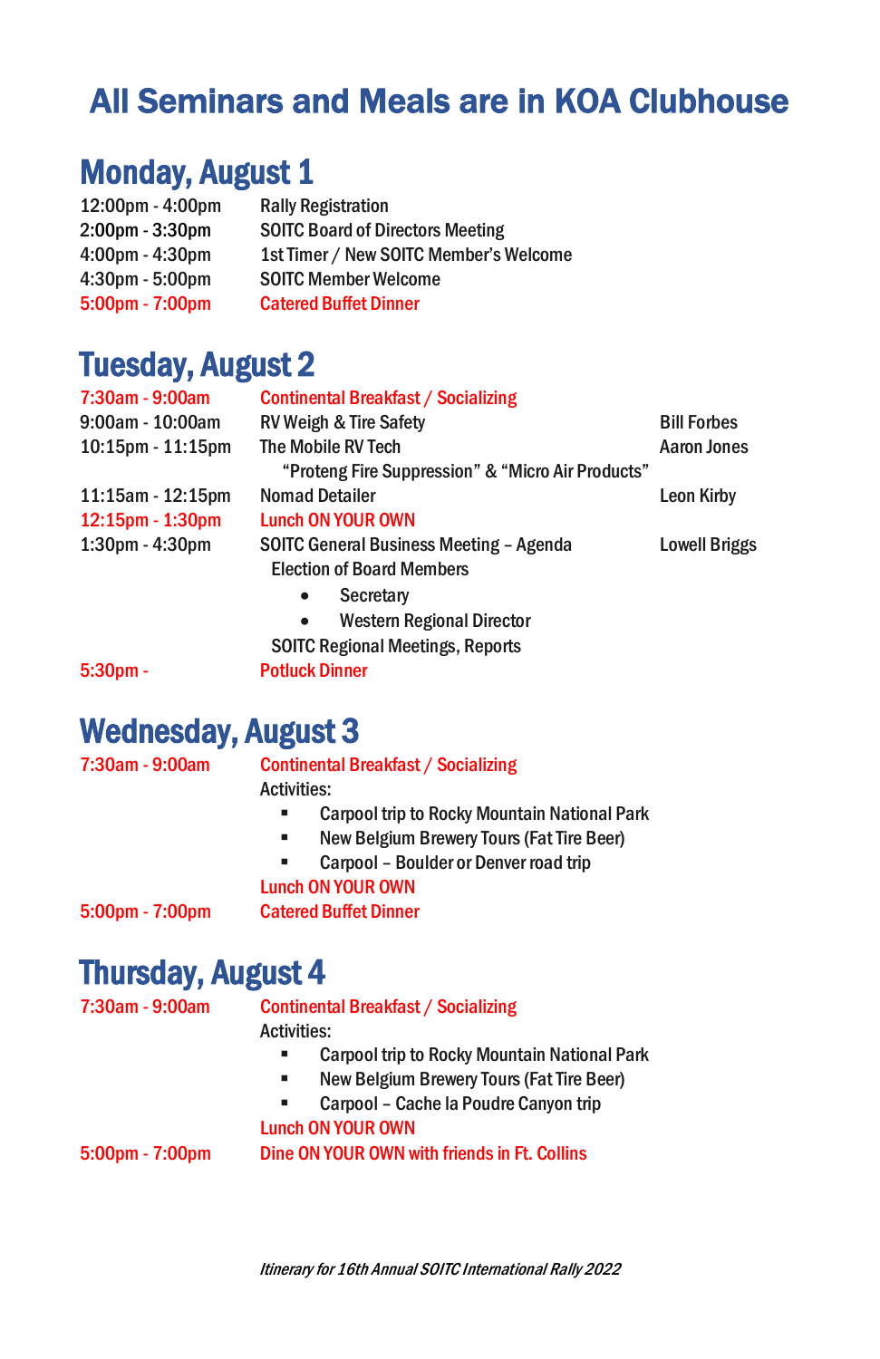# All Seminars and Meals are in KOA Clubhouse

## Monday, August 1

| | | |
|---|---|---|
| 12:00pm - 4:00pm | Rally Registration | |
| 2:00pm - 3:30pm | SOITC Board of Directors Meeting | |
| 4:00pm - 4:30pm | 1st Timer / New SOITC Member's Welcome | |
| 4:30pm - 5:00pm | SOITC Member Welcome | |
| 5:00pm - 7:00pm | Catered Buffet Dinner | |

## Tuesday, August 2

| | | |
|---|---|---|
| 7:30am - 9:00am | Continental Breakfast / Socializing | |
| 9:00am - 10:00am | RV Weigh & Tire Safety | Bill Forbes |
| 10:15pm - 11:15pm | The Mobile RV Tech<br>"Proteng Fire Suppression" & "Micro Air Products" | Aaron Jones |
| 11:15am - 12:15pm | Nomad Detailer | Leon Kirby |
| 12:15pm - 1:30pm | Lunch ON YOUR OWN | |
| 1:30pm - 4:30pm | SOITC General Business Meeting – Agenda<br>Election of Board Members<br>• Secretary<br>• Western Regional Director<br>SOITC Regional Meetings, Reports | Lowell Briggs |
| 5:30pm - | Potluck Dinner | |

## Wednesday, August 3

| | |
|---|---|
| 7:30am - 9:00am | Continental Breakfast / Socializing |
| | Activities:<br>▪ Carpool trip to Rocky Mountain National Park<br>▪ New Belgium Brewery Tours (Fat Tire Beer)<br>▪ Carpool – Boulder or Denver road trip |
| | Lunch ON YOUR OWN |
| 5:00pm - 7:00pm | Catered Buffet Dinner |

## Thursday, August 4

| | |
|---|---|
| 7:30am - 9:00am | Continental Breakfast / Socializing |
| | Activities:<br>▪ Carpool trip to Rocky Mountain National Park<br>▪ New Belgium Brewery Tours (Fat Tire Beer)<br>▪ Carpool – Cache la Poudre Canyon trip |
| | Lunch ON YOUR OWN |
| 5:00pm - 7:00pm | Dine ON YOUR OWN with friends in Ft. Collins |

*Itinerary for 16th Annual SOITC International Rally 2022*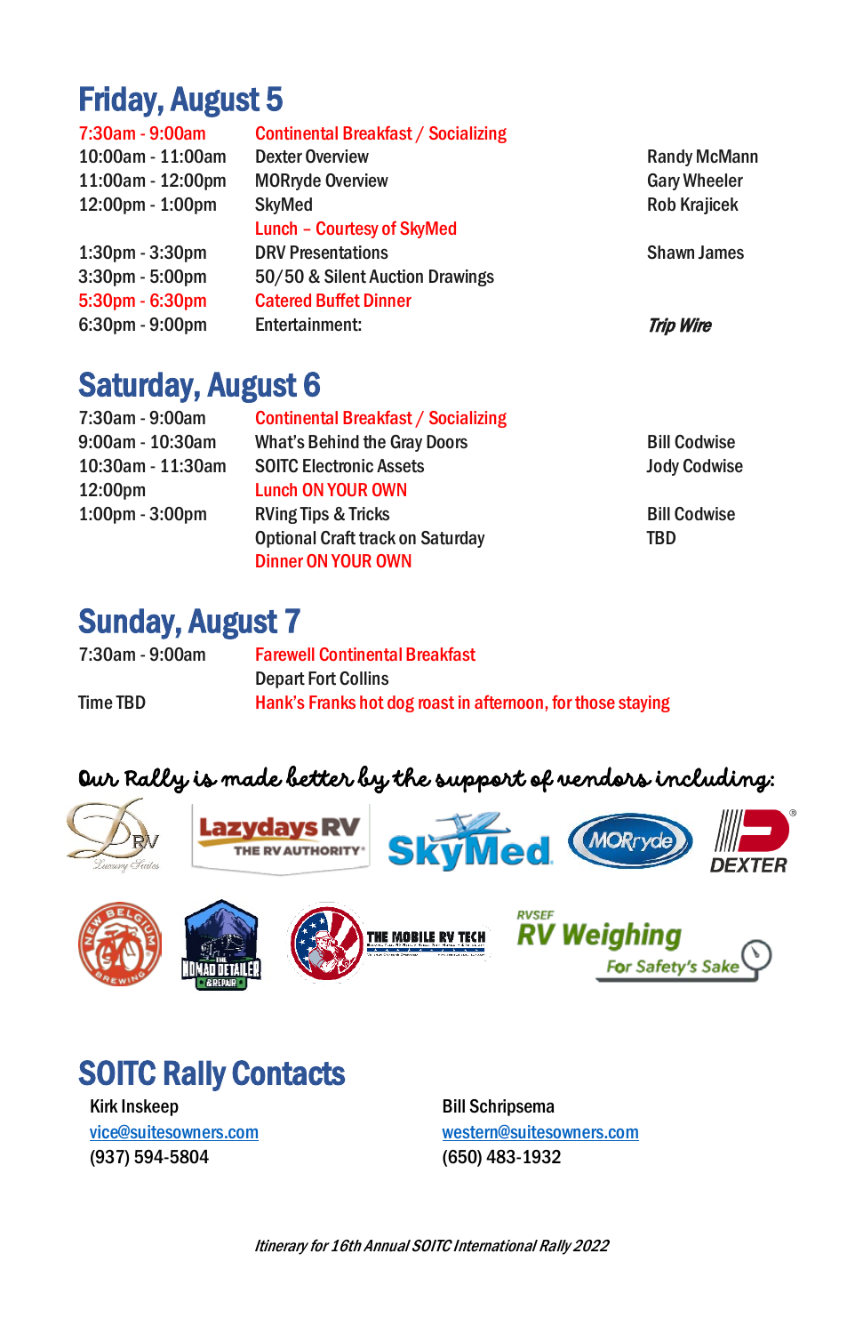## Friday, August 5

| | | |
|---|---|---|
| 7:30am - 9:00am | Continental Breakfast / Socializing | |
| 10:00am - 11:00am | Dexter Overview | Randy McMann |
| 11:00am - 12:00pm | MORryde Overview | Gary Wheeler |
| 12:00pm - 1:00pm | SkyMed | Rob Krajicek |
| | Lunch – Courtesy of SkyMed | |
| 1:30pm - 3:30pm | DRV Presentations | Shawn James |
| 3:30pm - 5:00pm | 50/50 & Silent Auction Drawings | |
| 5:30pm - 6:30pm | Catered Buffet Dinner | |
| 6:30pm - 9:00pm | Entertainment: | ***Trip Wire*** |

## Saturday, August 6

| | | |
|---|---|---|
| 7:30am - 9:00am | Continental Breakfast / Socializing | |
| 9:00am - 10:30am | What's Behind the Gray Doors | Bill Codwise |
| 10:30am - 11:30am | SOITC Electronic Assets | Jody Codwise |
| 12:00pm | Lunch ON YOUR OWN | |
| 1:00pm - 3:00pm | RVing Tips & Tricks | Bill Codwise |
| | Optional Craft track on Saturday | TBD |
| | Dinner ON YOUR OWN | |

## Sunday, August 7

| | |
|---|---|
| 7:30am - 9:00am | Farewell Continental Breakfast |
| | Depart Fort Collins |
| Time TBD | Hank's Franks hot dog roast in afternoon, for those staying |

*Our Rally is made better by the support of vendors including:*

## SOITC Rally Contacts

Kirk Inskeep
vice@suitesowners.com
(937) 594-5804

Bill Schripsema
western@suitesowners.com
(650) 483-1932

*Itinerary for 16th Annual SOITC International Rally 2022*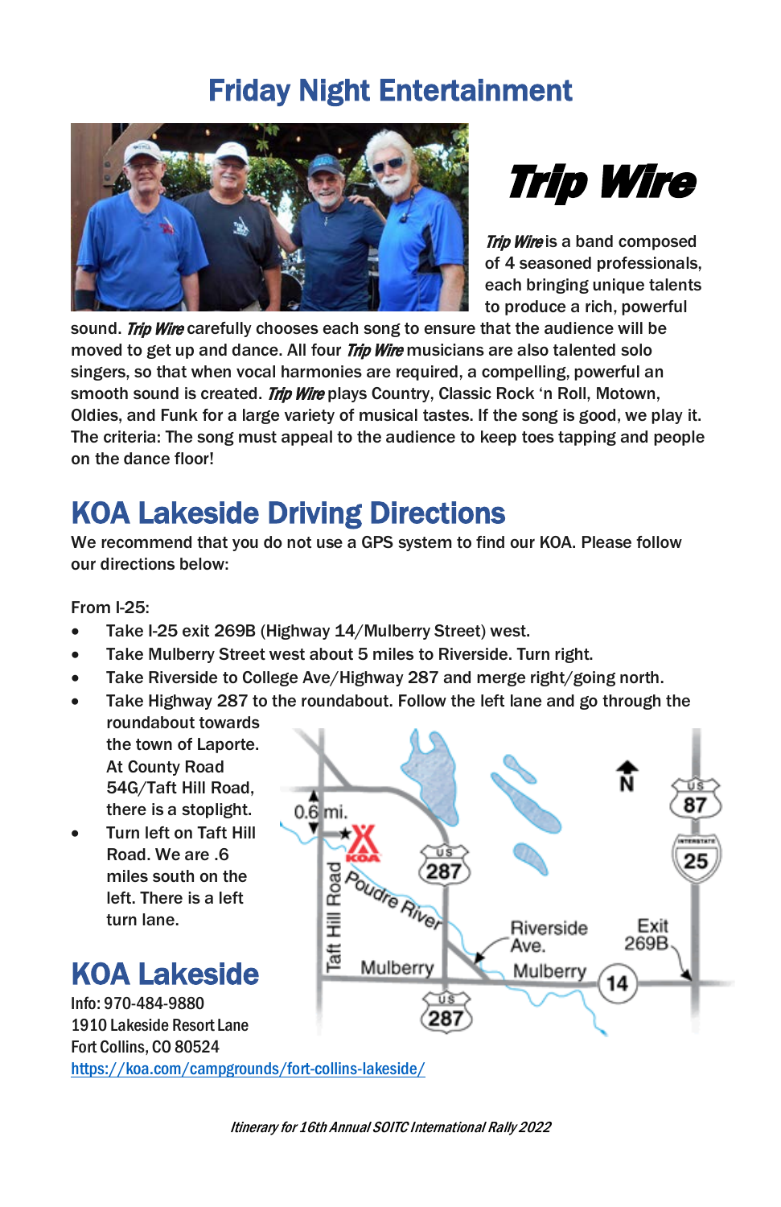# Friday Night Entertainment

## *Trip Wire*

*Trip Wire* is a band composed of 4 seasoned professionals, each bringing unique talents to produce a rich, powerful sound. *Trip Wire* carefully chooses each song to ensure that the audience will be moved to get up and dance. All four *Trip Wire* musicians are also talented solo singers, so that when vocal harmonies are required, a compelling, powerful an smooth sound is created. *Trip Wire* plays Country, Classic Rock 'n Roll, Motown, Oldies, and Funk for a large variety of musical tastes. If the song is good, we play it. The criteria: The song must appeal to the audience to keep toes tapping and people on the dance floor!

# KOA Lakeside Driving Directions

We recommend that you do not use a GPS system to find our KOA. Please follow our directions below:

From I-25:

- Take I-25 exit 269B (Highway 14/Mulberry Street) west.
- Take Mulberry Street west about 5 miles to Riverside. Turn right.
- Take Riverside to College Ave/Highway 287 and merge right/going north.
- Take Highway 287 to the roundabout. Follow the left lane and go through the roundabout towards the town of Laporte. At County Road 54G/Taft Hill Road, there is a stoplight.
- Turn left on Taft Hill Road. We are .6 miles south on the left. There is a left turn lane.

N
US 87
Interstate 25
0.6 mi.
KOA
US 287
Poudre River
Taft Hill Road
Riverside Ave.
Exit 269B
Mulberry
Mulberry
14
US 287

# KOA Lakeside

Info: 970-484-9880
1910 Lakeside Resort Lane
Fort Collins, CO 80524
[https://koa.com/campgrounds/fort-collins-lakeside/](https://koa.com/campgrounds/fort-collins-lakeside/)